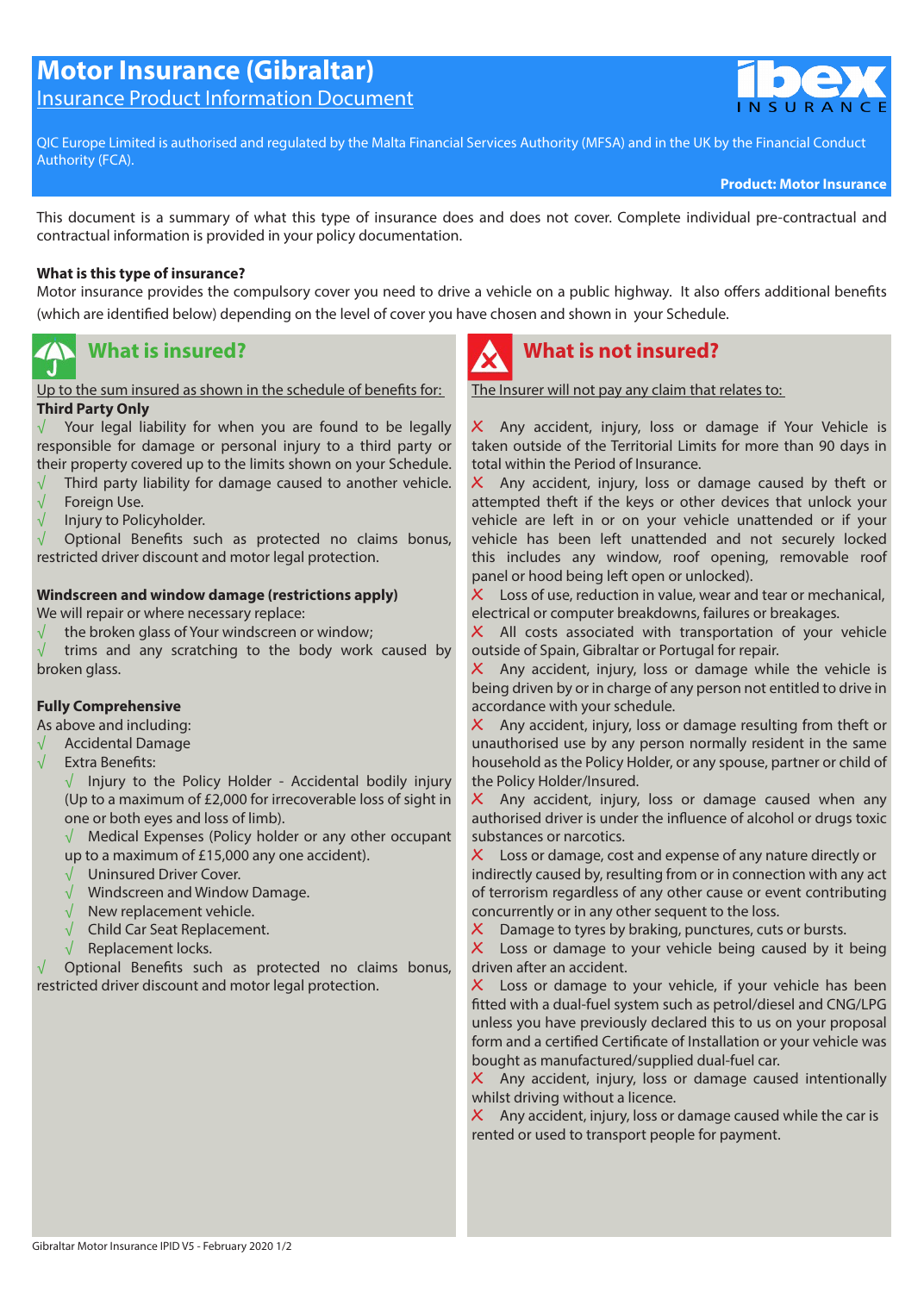# Motor Insurance (Gibraltar)

Insurance Product Information Document

ibex INSURANCE

QIC Europe Limited is authorised and regulated by the Malta Financial Services Authority (MFSA) and in the UK by the Financial Conduct Authority (FCA).

**Product: Motor Insurance**

This document is a summary of what this type of insurance does and does not cover. Complete individual pre-contractual and contractual information is provided in your policy documentation.

**What is this type of insurance?**

Motor insurance provides the compulsory cover you need to drive a vehicle on a public highway. It also offers additional benefits (which are identified below) depending on the level of cover you have chosen and shown in your Schedule.

## What is insured?

Up to the sum insured as shown in the schedule of benefits for:

**Third Party Only**

- √ Your legal liability for when you are found to be legally responsible for damage or personal injury to a third party or their property covered up to the limits shown on your Schedule.
- √ Third party liability for damage caused to another vehicle.
- √ Foreign Use.
- √ Injury to Policyholder.
- √ Optional Benefits such as protected no claims bonus, restricted driver discount and motor legal protection.

**Windscreen and window damage (restrictions apply)**

We will repair or where necessary replace:

- √ the broken glass of Your windscreen or window;
- √ trims and any scratching to the body work caused by broken glass.

**Fully Comprehensive**

As above and including:

- √ Accidental Damage
- √ Extra Benefits:
  - √ Injury to the Policy Holder - Accidental bodily injury (Up to a maximum of £2,000 for irrecoverable loss of sight in one or both eyes and loss of limb).
  - √ Medical Expenses (Policy holder or any other occupant up to a maximum of £15,000 any one accident).
  - √ Uninsured Driver Cover.
  - √ Windscreen and Window Damage.
  - √ New replacement vehicle.
  - √ Child Car Seat Replacement.
  - √ Replacement locks.
- √ Optional Benefits such as protected no claims bonus, restricted driver discount and motor legal protection.

## What is not insured?

The Insurer will not pay any claim that relates to:

- X Any accident, injury, loss or damage if Your Vehicle is taken outside of the Territorial Limits for more than 90 days in total within the Period of Insurance.
- X Any accident, injury, loss or damage caused by theft or attempted theft if the keys or other devices that unlock your vehicle are left in or on your vehicle unattended or if your vehicle has been left unattended and not securely locked this includes any window, roof opening, removable roof panel or hood being left open or unlocked).
- X Loss of use, reduction in value, wear and tear or mechanical, electrical or computer breakdowns, failures or breakages.
- X All costs associated with transportation of your vehicle outside of Spain, Gibraltar or Portugal for repair.
- X Any accident, injury, loss or damage while the vehicle is being driven by or in charge of any person not entitled to drive in accordance with your schedule.
- X Any accident, injury, loss or damage resulting from theft or unauthorised use by any person normally resident in the same household as the Policy Holder, or any spouse, partner or child of the Policy Holder/Insured.
- X Any accident, injury, loss or damage caused when any authorised driver is under the influence of alcohol or drugs toxic substances or narcotics.
- X Loss or damage, cost and expense of any nature directly or indirectly caused by, resulting from or in connection with any act of terrorism regardless of any other cause or event contributing concurrently or in any other sequent to the loss.
- X Damage to tyres by braking, punctures, cuts or bursts.
- X Loss or damage to your vehicle being caused by it being driven after an accident.
- X Loss or damage to your vehicle, if your vehicle has been fitted with a dual-fuel system such as petrol/diesel and CNG/LPG unless you have previously declared this to us on your proposal form and a certified Certificate of Installation or your vehicle was bought as manufactured/supplied dual-fuel car.
- X Any accident, injury, loss or damage caused intentionally whilst driving without a licence.
- X Any accident, injury, loss or damage caused while the car is rented or used to transport people for payment.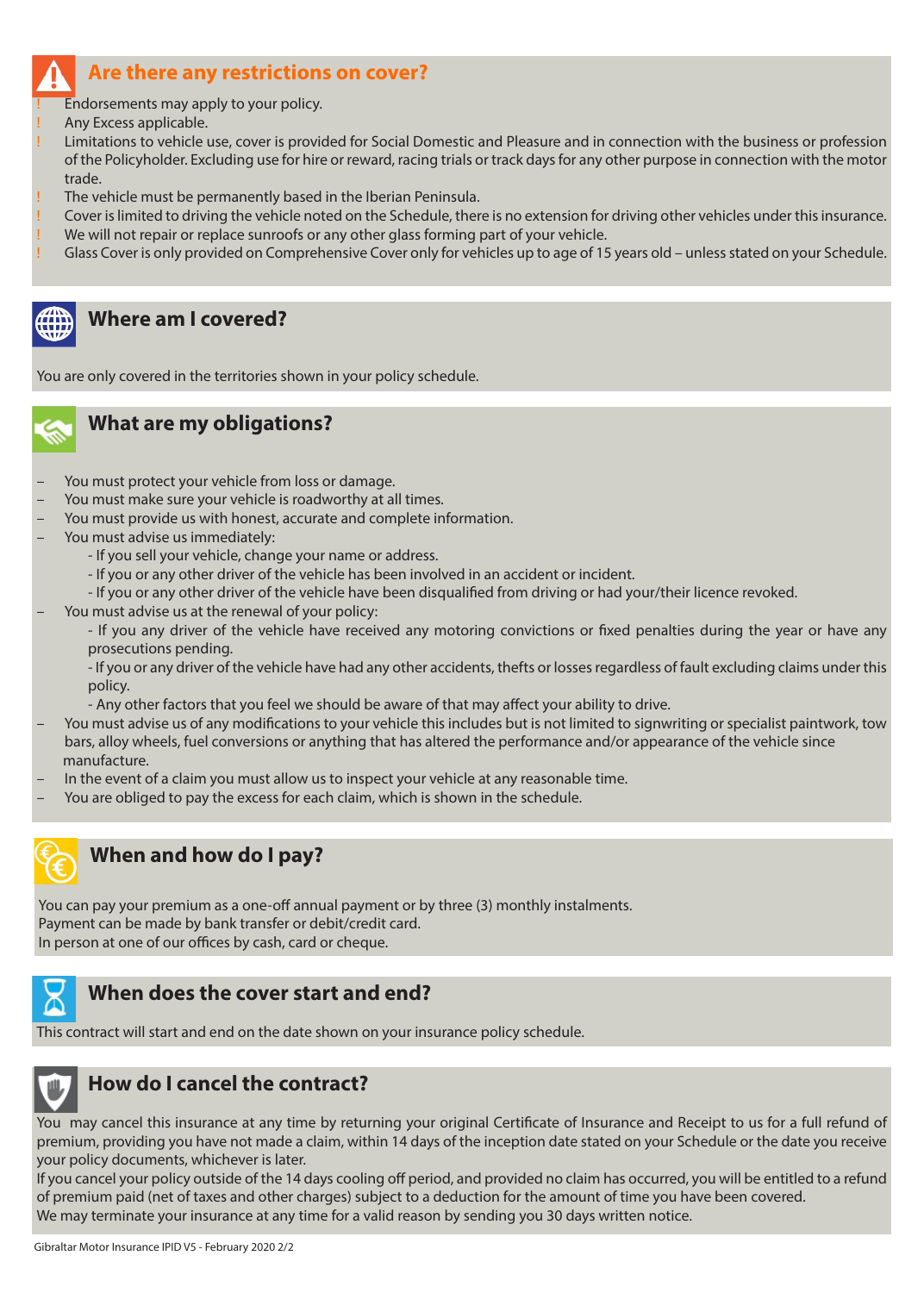## Are there any restrictions on cover?

- ! Endorsements may apply to your policy.
- ! Any Excess applicable.
- ! Limitations to vehicle use, cover is provided for Social Domestic and Pleasure and in connection with the business or profession of the Policyholder. Excluding use for hire or reward, racing trials or track days for any other purpose in connection with the motor trade.
- ! The vehicle must be permanently based in the Iberian Peninsula.
- ! Cover is limited to driving the vehicle noted on the Schedule, there is no extension for driving other vehicles under this insurance.
- ! We will not repair or replace sunroofs or any other glass forming part of your vehicle.
- ! Glass Cover is only provided on Comprehensive Cover only for vehicles up to age of 15 years old – unless stated on your Schedule.

## Where am I covered?

You are only covered in the territories shown in your policy schedule.

## What are my obligations?

- You must protect your vehicle from loss or damage.
- You must make sure your vehicle is roadworthy at all times.
- You must provide us with honest, accurate and complete information.
- You must advise us immediately:
  - If you sell your vehicle, change your name or address.
  - If you or any other driver of the vehicle has been involved in an accident or incident.
  - If you or any other driver of the vehicle have been disqualified from driving or had your/their licence revoked.
- You must advise us at the renewal of your policy:
  - If you any driver of the vehicle have received any motoring convictions or fixed penalties during the year or have any prosecutions pending.
  - If you or any driver of the vehicle have had any other accidents, thefts or losses regardless of fault excluding claims under this policy.
  - Any other factors that you feel we should be aware of that may affect your ability to drive.
- You must advise us of any modifications to your vehicle this includes but is not limited to signwriting or specialist paintwork, tow bars, alloy wheels, fuel conversions or anything that has altered the performance and/or appearance of the vehicle since manufacture.
- In the event of a claim you must allow us to inspect your vehicle at any reasonable time.
- You are obliged to pay the excess for each claim, which is shown in the schedule.

## When and how do I pay?

You can pay your premium as a one-off annual payment or by three (3) monthly instalments.
Payment can be made by bank transfer or debit/credit card.
In person at one of our offices by cash, card or cheque.

## When does the cover start and end?

This contract will start and end on the date shown on your insurance policy schedule.

## How do I cancel the contract?

You may cancel this insurance at any time by returning your original Certificate of Insurance and Receipt to us for a full refund of premium, providing you have not made a claim, within 14 days of the inception date stated on your Schedule or the date you receive your policy documents, whichever is later.
If you cancel your policy outside of the 14 days cooling off period, and provided no claim has occurred, you will be entitled to a refund of premium paid (net of taxes and other charges) subject to a deduction for the amount of time you have been covered.
We may terminate your insurance at any time for a valid reason by sending you 30 days written notice.

Gibraltar Motor Insurance IPID V5 - February 2020